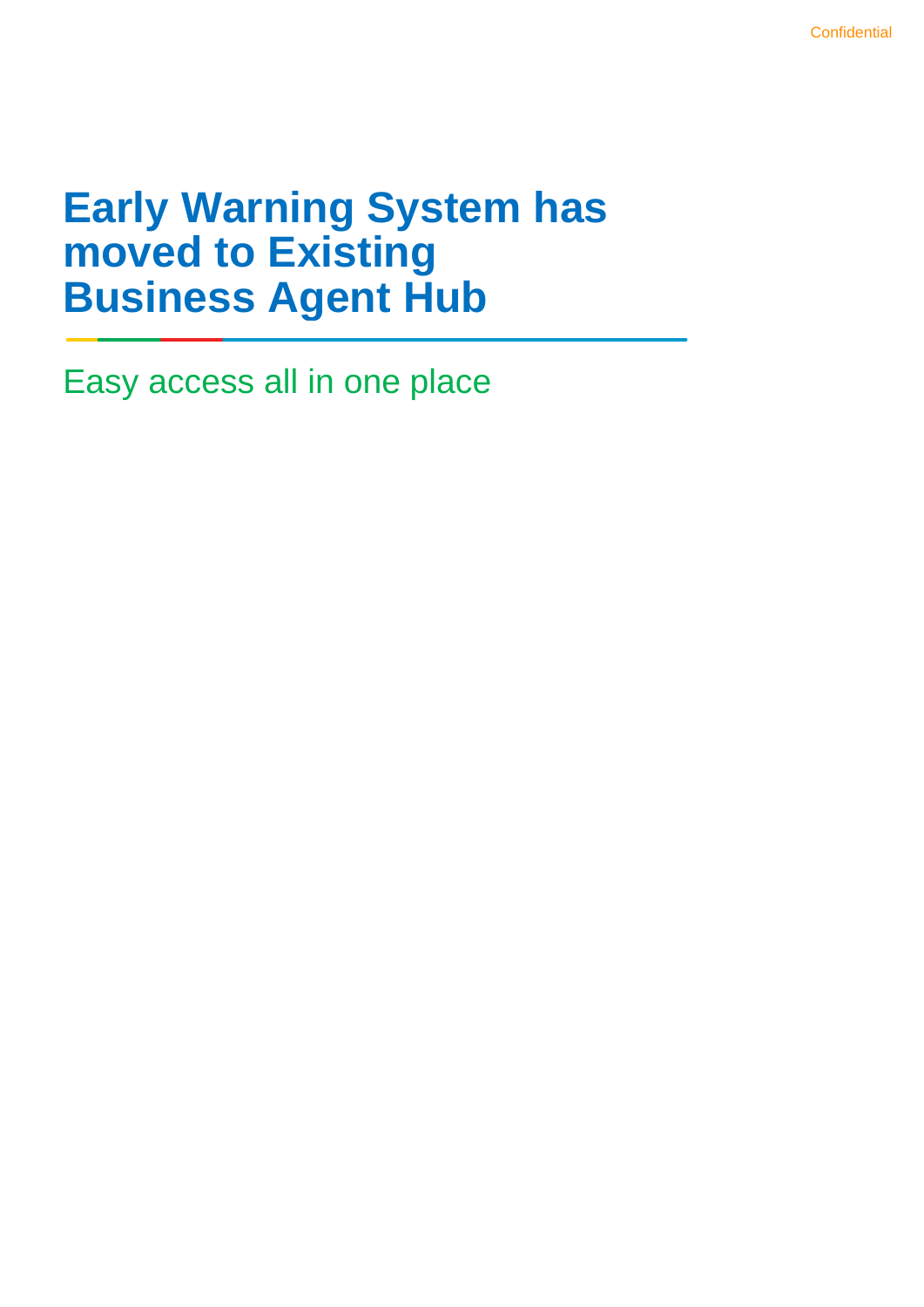# Early Warning System has moved to Existing Business Agent Hub

Easy access all in one place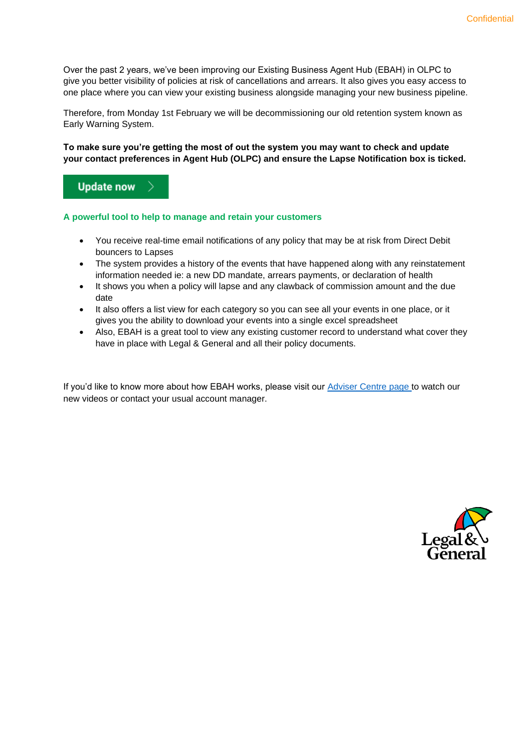Over the past 2 years, we've been improving our Existing Business Agent Hub (EBAH) in OLPC to give you better visibility of policies at risk of cancellations and arrears. It also gives you easy access to one place where you can view your existing business alongside managing your new business pipeline.

Therefore, from Monday 1st February we will be decommissioning our old retention system known as Early Warning System.

**To make sure you're getting the most of out the system you may want to check and update your contact preferences in Agent Hub (OLPC) and ensure the Lapse Notification box is ticked.**

**Update now**

### A powerful tool to help to manage and retain your customers

- You receive real-time email notifications of any policy that may be at risk from Direct Debit bouncers to Lapses
- The system provides a history of the events that have happened along with any reinstatement information needed ie: a new DD mandate, arrears payments, or declaration of health
- It shows you when a policy will lapse and any clawback of commission amount and the due date
- It also offers a list view for each category so you can see all your events in one place, or it gives you the ability to download your events into a single excel spreadsheet
- Also, EBAH is a great tool to view any existing customer record to understand what cover they have in place with Legal & General and all their policy documents.

If you'd like to know more about how EBAH works, please visit our Adviser Centre page to watch our new videos or contact your usual account manager.

Legal & General